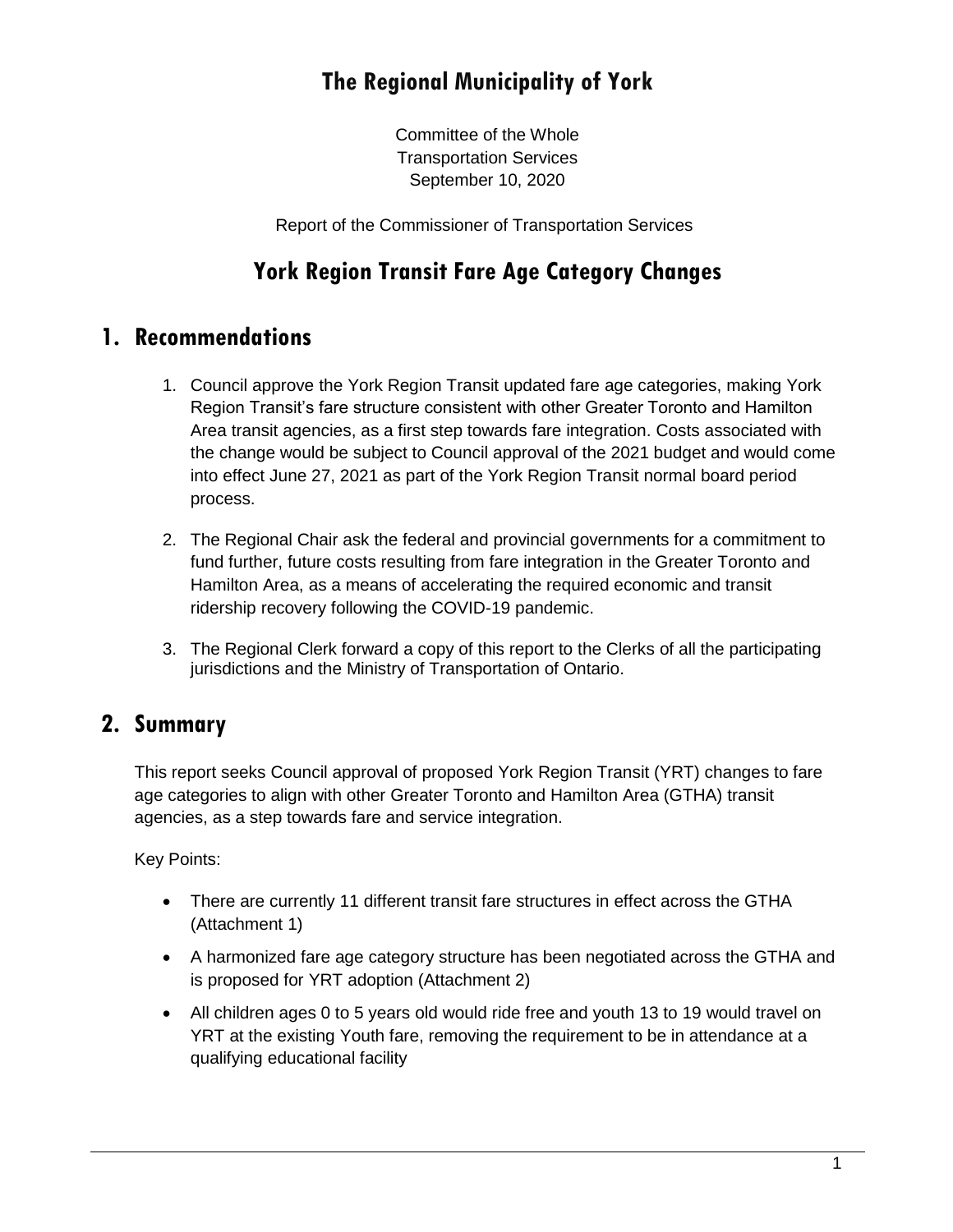# The Regional Municipality of York

Committee of the Whole
Transportation Services
September 10, 2020

Report of the Commissioner of Transportation Services

# York Region Transit Fare Age Category Changes

## 1. Recommendations

1. Council approve the York Region Transit updated fare age categories, making York Region Transit's fare structure consistent with other Greater Toronto and Hamilton Area transit agencies, as a first step towards fare integration. Costs associated with the change would be subject to Council approval of the 2021 budget and would come into effect June 27, 2021 as part of the York Region Transit normal board period process.

2. The Regional Chair ask the federal and provincial governments for a commitment to fund further, future costs resulting from fare integration in the Greater Toronto and Hamilton Area, as a means of accelerating the required economic and transit ridership recovery following the COVID-19 pandemic.

3. The Regional Clerk forward a copy of this report to the Clerks of all the participating jurisdictions and the Ministry of Transportation of Ontario.

## 2. Summary

This report seeks Council approval of proposed York Region Transit (YRT) changes to fare age categories to align with other Greater Toronto and Hamilton Area (GTHA) transit agencies, as a step towards fare and service integration.

Key Points:

- There are currently 11 different transit fare structures in effect across the GTHA (Attachment 1)
- A harmonized fare age category structure has been negotiated across the GTHA and is proposed for YRT adoption (Attachment 2)
- All children ages 0 to 5 years old would ride free and youth 13 to 19 would travel on YRT at the existing Youth fare, removing the requirement to be in attendance at a qualifying educational facility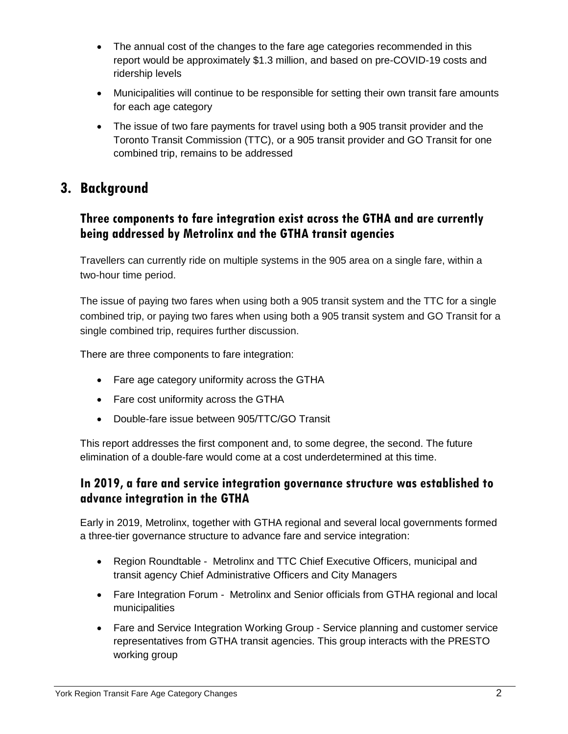- The annual cost of the changes to the fare age categories recommended in this report would be approximately $1.3 million, and based on pre-COVID-19 costs and ridership levels
- Municipalities will continue to be responsible for setting their own transit fare amounts for each age category
- The issue of two fare payments for travel using both a 905 transit provider and the Toronto Transit Commission (TTC), or a 905 transit provider and GO Transit for one combined trip, remains to be addressed

## 3. Background

### Three components to fare integration exist across the GTHA and are currently being addressed by Metrolinx and the GTHA transit agencies

Travellers can currently ride on multiple systems in the 905 area on a single fare, within a two-hour time period.

The issue of paying two fares when using both a 905 transit system and the TTC for a single combined trip, or paying two fares when using both a 905 transit system and GO Transit for a single combined trip, requires further discussion.

There are three components to fare integration:

- Fare age category uniformity across the GTHA
- Fare cost uniformity across the GTHA
- Double-fare issue between 905/TTC/GO Transit

This report addresses the first component and, to some degree, the second. The future elimination of a double-fare would come at a cost underdetermined at this time.

### In 2019, a fare and service integration governance structure was established to advance integration in the GTHA

Early in 2019, Metrolinx, together with GTHA regional and several local governments formed a three-tier governance structure to advance fare and service integration:

- Region Roundtable - Metrolinx and TTC Chief Executive Officers, municipal and transit agency Chief Administrative Officers and City Managers
- Fare Integration Forum - Metrolinx and Senior officials from GTHA regional and local municipalities
- Fare and Service Integration Working Group - Service planning and customer service representatives from GTHA transit agencies. This group interacts with the PRESTO working group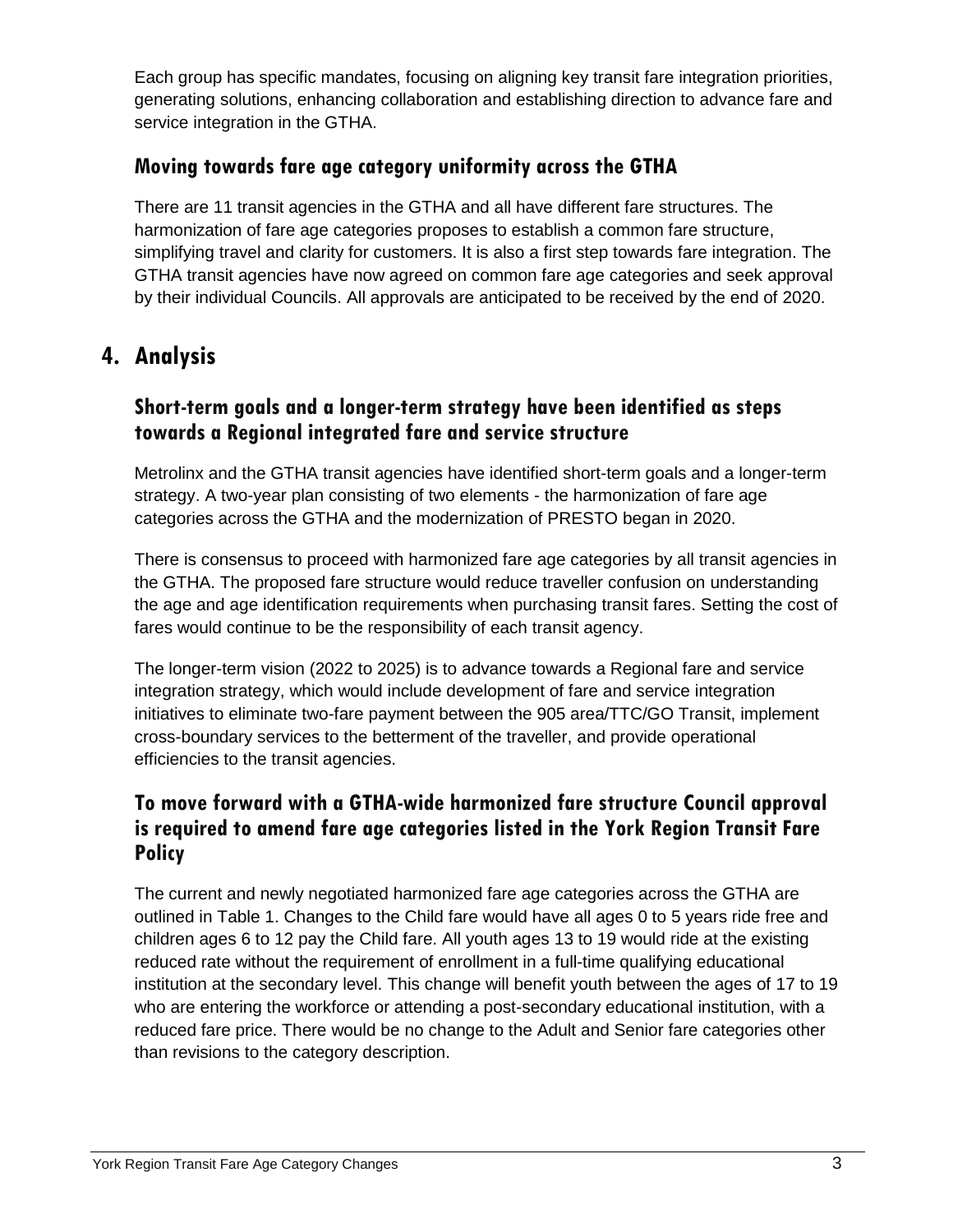Each group has specific mandates, focusing on aligning key transit fare integration priorities, generating solutions, enhancing collaboration and establishing direction to advance fare and service integration in the GTHA.

### Moving towards fare age category uniformity across the GTHA

There are 11 transit agencies in the GTHA and all have different fare structures. The harmonization of fare age categories proposes to establish a common fare structure, simplifying travel and clarity for customers. It is also a first step towards fare integration. The GTHA transit agencies have now agreed on common fare age categories and seek approval by their individual Councils. All approvals are anticipated to be received by the end of 2020.

## 4. Analysis

### Short-term goals and a longer-term strategy have been identified as steps towards a Regional integrated fare and service structure

Metrolinx and the GTHA transit agencies have identified short-term goals and a longer-term strategy. A two-year plan consisting of two elements - the harmonization of fare age categories across the GTHA and the modernization of PRESTO began in 2020.

There is consensus to proceed with harmonized fare age categories by all transit agencies in the GTHA. The proposed fare structure would reduce traveller confusion on understanding the age and age identification requirements when purchasing transit fares. Setting the cost of fares would continue to be the responsibility of each transit agency.

The longer-term vision (2022 to 2025) is to advance towards a Regional fare and service integration strategy, which would include development of fare and service integration initiatives to eliminate two-fare payment between the 905 area/TTC/GO Transit, implement cross-boundary services to the betterment of the traveller, and provide operational efficiencies to the transit agencies.

### To move forward with a GTHA-wide harmonized fare structure Council approval is required to amend fare age categories listed in the York Region Transit Fare Policy

The current and newly negotiated harmonized fare age categories across the GTHA are outlined in Table 1. Changes to the Child fare would have all ages 0 to 5 years ride free and children ages 6 to 12 pay the Child fare. All youth ages 13 to 19 would ride at the existing reduced rate without the requirement of enrollment in a full-time qualifying educational institution at the secondary level. This change will benefit youth between the ages of 17 to 19 who are entering the workforce or attending a post-secondary educational institution, with a reduced fare price. There would be no change to the Adult and Senior fare categories other than revisions to the category description.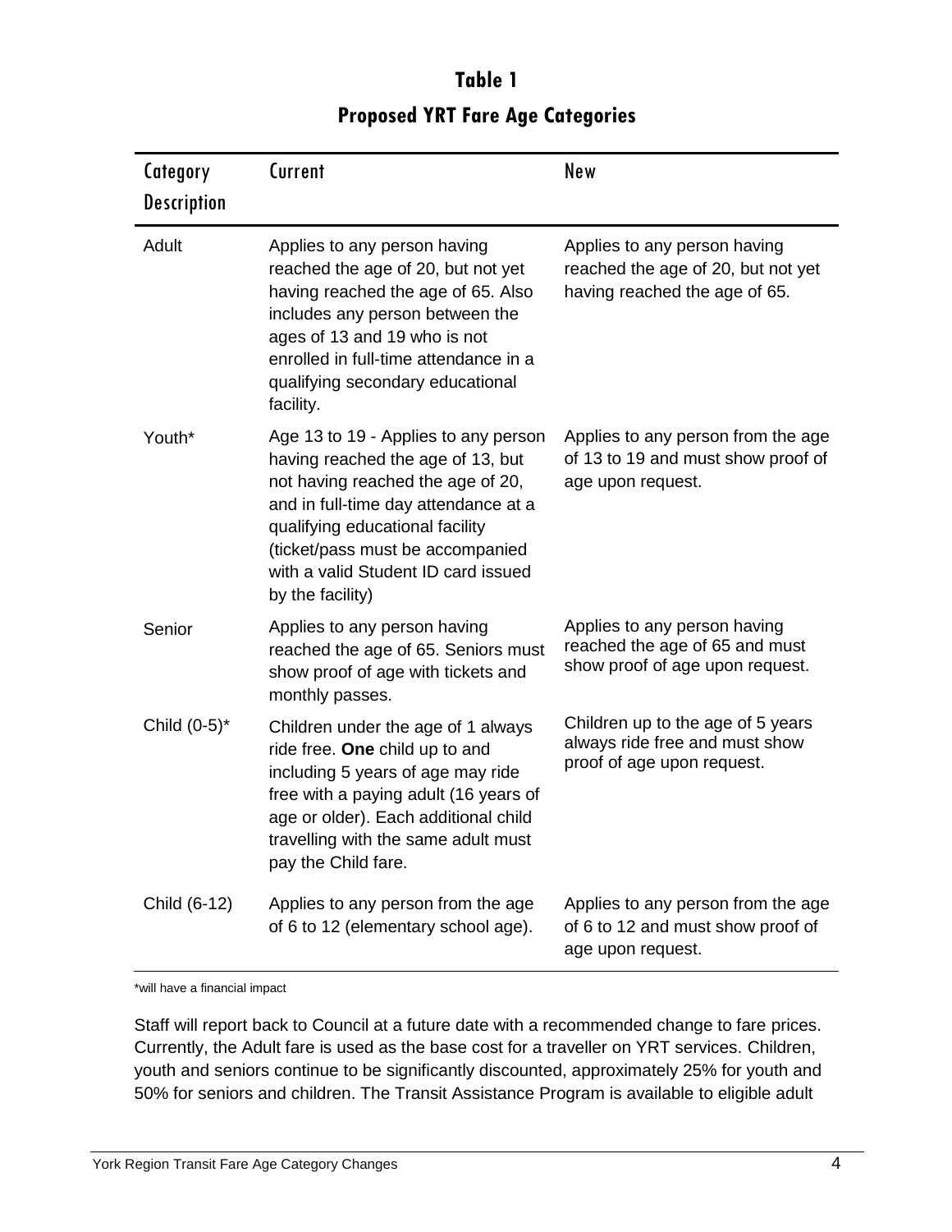**Table 1**

**Proposed YRT Fare Age Categories**

| Category Description | Current | New |
| --- | --- | --- |
| Adult | Applies to any person having reached the age of 20, but not yet having reached the age of 65. Also includes any person between the ages of 13 and 19 who is not enrolled in full-time attendance in a qualifying secondary educational facility. | Applies to any person having reached the age of 20, but not yet having reached the age of 65. |
| Youth* | Age 13 to 19 - Applies to any person having reached the age of 13, but not having reached the age of 20, and in full-time day attendance at a qualifying educational facility (ticket/pass must be accompanied with a valid Student ID card issued by the facility) | Applies to any person from the age of 13 to 19 and must show proof of age upon request. |
| Senior | Applies to any person having reached the age of 65. Seniors must show proof of age with tickets and monthly passes. | Applies to any person having reached the age of 65 and must show proof of age upon request. |
| Child (0-5)* | Children under the age of 1 always ride free. **One** child up to and including 5 years of age may ride free with a paying adult (16 years of age or older). Each additional child travelling with the same adult must pay the Child fare. | Children up to the age of 5 years always ride free and must show proof of age upon request. |
| Child (6-12) | Applies to any person from the age of 6 to 12 (elementary school age). | Applies to any person from the age of 6 to 12 and must show proof of age upon request. |

*will have a financial impact

Staff will report back to Council at a future date with a recommended change to fare prices. Currently, the Adult fare is used as the base cost for a traveller on YRT services. Children, youth and seniors continue to be significantly discounted, approximately 25% for youth and 50% for seniors and children. The Transit Assistance Program is available to eligible adult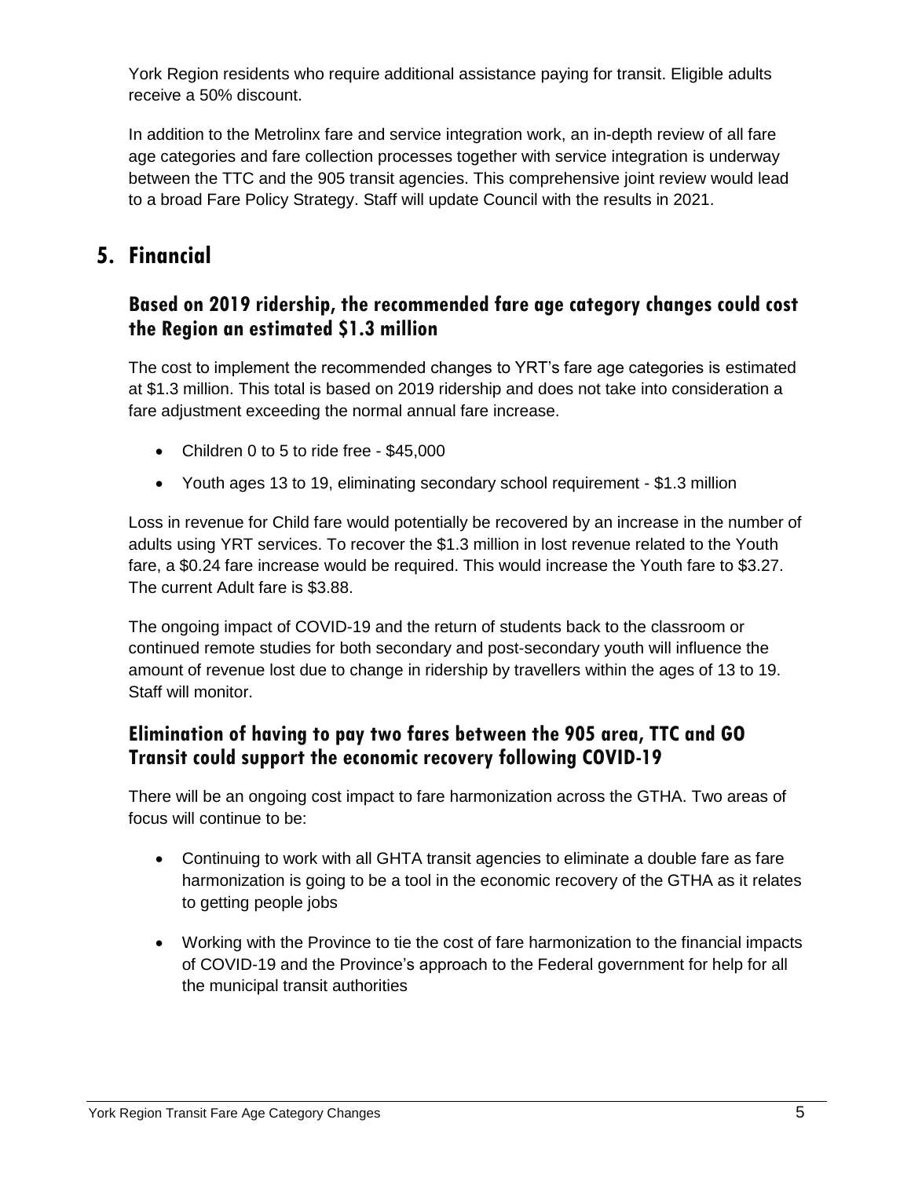York Region residents who require additional assistance paying for transit. Eligible adults receive a 50% discount.

In addition to the Metrolinx fare and service integration work, an in-depth review of all fare age categories and fare collection processes together with service integration is underway between the TTC and the 905 transit agencies. This comprehensive joint review would lead to a broad Fare Policy Strategy. Staff will update Council with the results in 2021.

## 5. Financial

### Based on 2019 ridership, the recommended fare age category changes could cost the Region an estimated $1.3 million

The cost to implement the recommended changes to YRT's fare age categories is estimated at $1.3 million. This total is based on 2019 ridership and does not take into consideration a fare adjustment exceeding the normal annual fare increase.

- Children 0 to 5 to ride free - $45,000
- Youth ages 13 to 19, eliminating secondary school requirement - $1.3 million

Loss in revenue for Child fare would potentially be recovered by an increase in the number of adults using YRT services. To recover the $1.3 million in lost revenue related to the Youth fare, a $0.24 fare increase would be required. This would increase the Youth fare to $3.27. The current Adult fare is $3.88.

The ongoing impact of COVID-19 and the return of students back to the classroom or continued remote studies for both secondary and post-secondary youth will influence the amount of revenue lost due to change in ridership by travellers within the ages of 13 to 19. Staff will monitor.

### Elimination of having to pay two fares between the 905 area, TTC and GO Transit could support the economic recovery following COVID-19

There will be an ongoing cost impact to fare harmonization across the GTHA. Two areas of focus will continue to be:

- Continuing to work with all GHTA transit agencies to eliminate a double fare as fare harmonization is going to be a tool in the economic recovery of the GTHA as it relates to getting people jobs
- Working with the Province to tie the cost of fare harmonization to the financial impacts of COVID-19 and the Province's approach to the Federal government for help for all the municipal transit authorities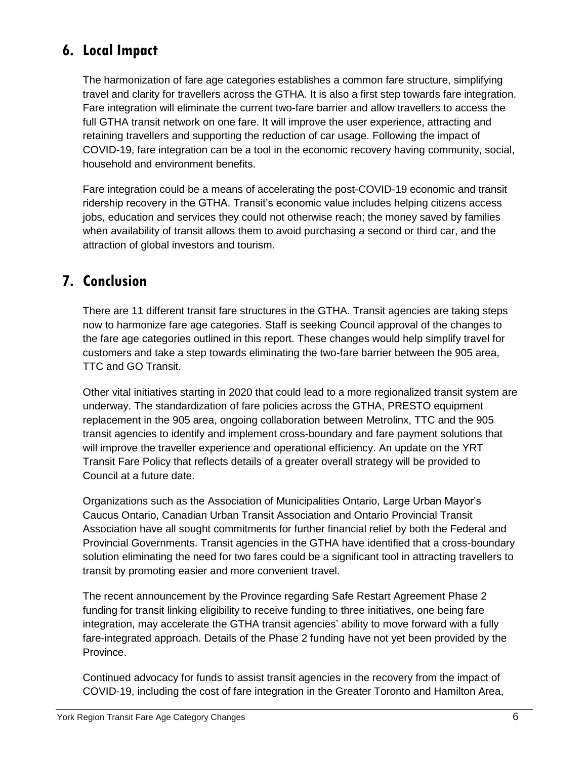## 6. Local Impact

The harmonization of fare age categories establishes a common fare structure, simplifying travel and clarity for travellers across the GTHA. It is also a first step towards fare integration. Fare integration will eliminate the current two-fare barrier and allow travellers to access the full GTHA transit network on one fare. It will improve the user experience, attracting and retaining travellers and supporting the reduction of car usage. Following the impact of COVID-19, fare integration can be a tool in the economic recovery having community, social, household and environment benefits.

Fare integration could be a means of accelerating the post-COVID-19 economic and transit ridership recovery in the GTHA. Transit's economic value includes helping citizens access jobs, education and services they could not otherwise reach; the money saved by families when availability of transit allows them to avoid purchasing a second or third car, and the attraction of global investors and tourism.

## 7. Conclusion

There are 11 different transit fare structures in the GTHA. Transit agencies are taking steps now to harmonize fare age categories. Staff is seeking Council approval of the changes to the fare age categories outlined in this report. These changes would help simplify travel for customers and take a step towards eliminating the two-fare barrier between the 905 area, TTC and GO Transit.

Other vital initiatives starting in 2020 that could lead to a more regionalized transit system are underway. The standardization of fare policies across the GTHA, PRESTO equipment replacement in the 905 area, ongoing collaboration between Metrolinx, TTC and the 905 transit agencies to identify and implement cross-boundary and fare payment solutions that will improve the traveller experience and operational efficiency. An update on the YRT Transit Fare Policy that reflects details of a greater overall strategy will be provided to Council at a future date.

Organizations such as the Association of Municipalities Ontario, Large Urban Mayor's Caucus Ontario, Canadian Urban Transit Association and Ontario Provincial Transit Association have all sought commitments for further financial relief by both the Federal and Provincial Governments. Transit agencies in the GTHA have identified that a cross-boundary solution eliminating the need for two fares could be a significant tool in attracting travellers to transit by promoting easier and more convenient travel.

The recent announcement by the Province regarding Safe Restart Agreement Phase 2 funding for transit linking eligibility to receive funding to three initiatives, one being fare integration, may accelerate the GTHA transit agencies' ability to move forward with a fully fare-integrated approach. Details of the Phase 2 funding have not yet been provided by the Province.

Continued advocacy for funds to assist transit agencies in the recovery from the impact of COVID-19, including the cost of fare integration in the Greater Toronto and Hamilton Area,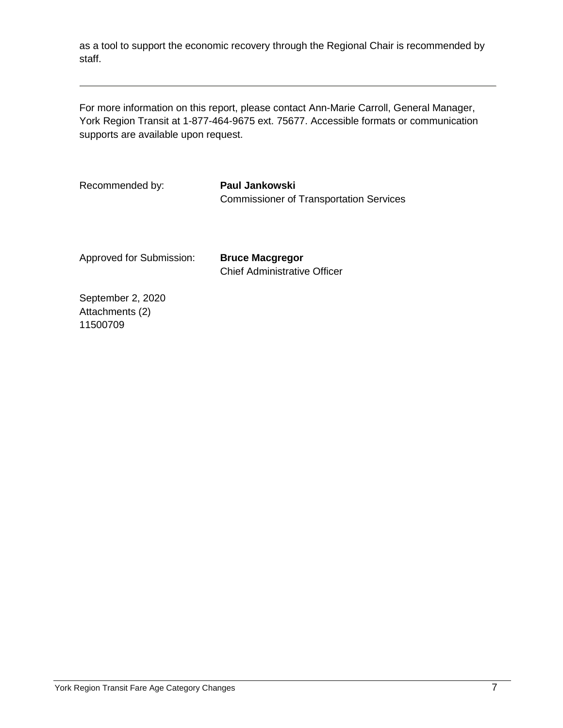as a tool to support the economic recovery through the Regional Chair is recommended by staff.

---

For more information on this report, please contact Ann-Marie Carroll, General Manager, York Region Transit at 1-877-464-9675 ext. 75677. Accessible formats or communication supports are available upon request.

Recommended by: **Paul Jankowski**
Commissioner of Transportation Services

Approved for Submission: **Bruce Macgregor**
Chief Administrative Officer

September 2, 2020
Attachments (2)
11500709